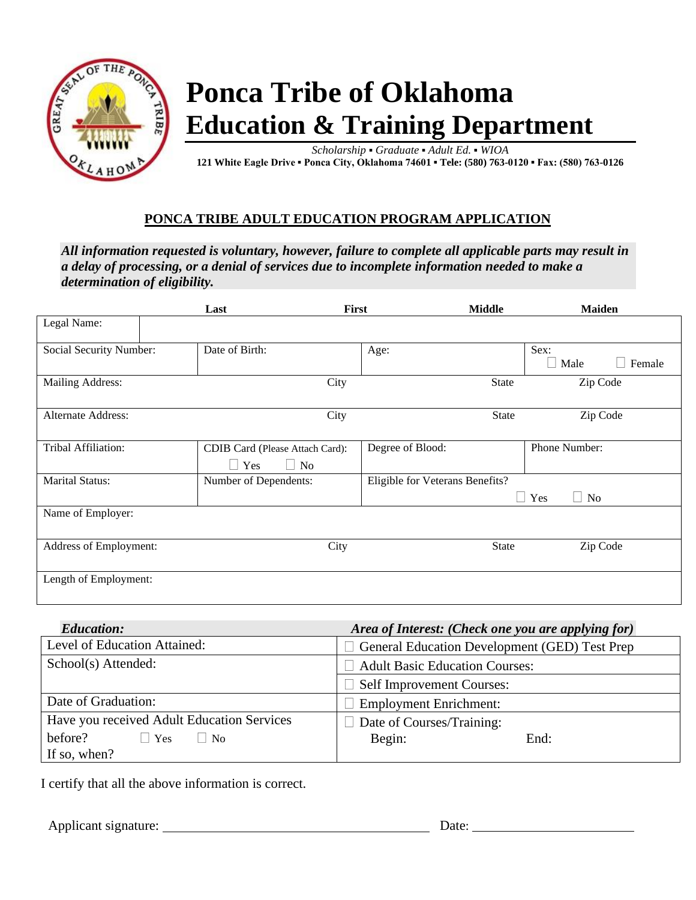# Ponca Tribe of Oklahoma
# Education & Training Department

*Scholarship ▪ Graduate ▪ Adult Ed. ▪ WIOA*

**121 White Eagle Drive ▪ Ponca City, Oklahoma 74601 ▪ Tele: (580) 763-0120 ▪ Fax: (580) 763-0126**

## PONCA TRIBE ADULT EDUCATION PROGRAM APPLICATION

***All information requested is voluntary, however, failure to complete all applicable parts may result in a delay of processing, or a denial of services due to incomplete information needed to make a determination of eligibility.***

| | Last | First | Middle | Maiden |
|---|---|---|---|---|
| Legal Name: | | | | |
| Social Security Number: | Date of Birth: | Age: | Sex: ☐ Male ☐ Female | |
| Mailing Address: | City | State | Zip Code | |
| Alternate Address: | City | State | Zip Code | |
| Tribal Affiliation: | CDIB Card (Please Attach Card): ☐ Yes ☐ No | Degree of Blood: | Phone Number: | |
| Marital Status: | Number of Dependents: | Eligible for Veterans Benefits? ☐ Yes ☐ No | | |
| Name of Employer: | | | | |
| Address of Employment: | City | State | Zip Code | |
| Length of Employment: | | | | |

| ***Education:*** | ***Area of Interest: (Check one you are applying for)*** |
|---|---|
| Level of Education Attained: | ☐ General Education Development (GED) Test Prep |
| School(s) Attended: | ☐ Adult Basic Education Courses: |
| | ☐ Self Improvement Courses: |
| Date of Graduation: | ☐ Employment Enrichment: |
| Have you received Adult Education Services before? ☐ Yes ☐ No If so, when? | ☐ Date of Courses/Training: Begin: End: |

I certify that all the above information is correct.

Applicant signature: ________________________________ Date: ____________________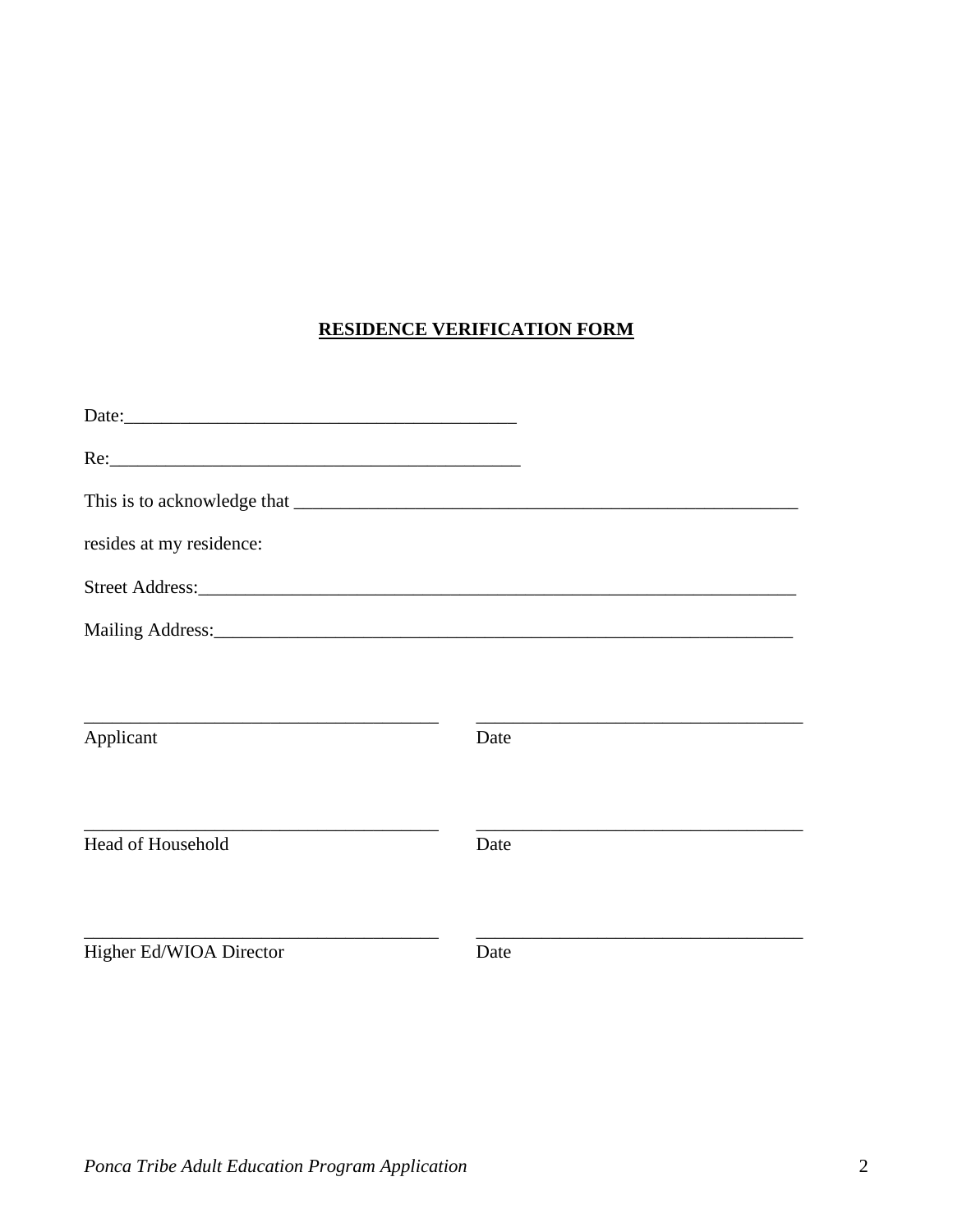## RESIDENCE VERIFICATION FORM

Date:\_\_\_\_\_\_\_\_\_\_\_\_\_\_\_\_\_\_\_\_\_\_\_\_\_\_\_\_\_\_\_\_\_\_\_\_\_\_\_\_\_\_\_

Re:\_\_\_\_\_\_\_\_\_\_\_\_\_\_\_\_\_\_\_\_\_\_\_\_\_\_\_\_\_\_\_\_\_\_\_\_\_\_\_\_\_\_\_\_\_

This is to acknowledge that \_\_\_\_\_\_\_\_\_\_\_\_\_\_\_\_\_\_\_\_\_\_\_\_\_\_\_\_\_\_\_\_\_\_\_\_\_\_\_\_\_\_\_\_\_\_\_\_\_\_\_\_\_\_\_\_

resides at my residence:

Street Address:\_\_\_\_\_\_\_\_\_\_\_\_\_\_\_\_\_\_\_\_\_\_\_\_\_\_\_\_\_\_\_\_\_\_\_\_\_\_\_\_\_\_\_\_\_\_\_\_\_\_\_\_\_\_\_\_\_\_\_\_\_\_\_\_\_

Mailing Address:\_\_\_\_\_\_\_\_\_\_\_\_\_\_\_\_\_\_\_\_\_\_\_\_\_\_\_\_\_\_\_\_\_\_\_\_\_\_\_\_\_\_\_\_\_\_\_\_\_\_\_\_\_\_\_\_\_\_\_\_\_\_\_

\_\_\_\_\_\_\_\_\_\_\_\_\_\_\_\_\_\_\_\_\_\_\_\_\_\_\_\_\_\_\_\_\_\_\_\_\_\_\_ \_\_\_\_\_\_\_\_\_\_\_\_\_\_\_\_\_\_\_\_\_\_\_\_\_\_\_\_\_\_\_\_\_\_\_\_\_\_\_

Applicant Date

\_\_\_\_\_\_\_\_\_\_\_\_\_\_\_\_\_\_\_\_\_\_\_\_\_\_\_\_\_\_\_\_\_\_\_\_\_\_\_ \_\_\_\_\_\_\_\_\_\_\_\_\_\_\_\_\_\_\_\_\_\_\_\_\_\_\_\_\_\_\_\_\_\_\_\_\_\_\_

Head of Household Date

\_\_\_\_\_\_\_\_\_\_\_\_\_\_\_\_\_\_\_\_\_\_\_\_\_\_\_\_\_\_\_\_\_\_\_\_\_\_\_ \_\_\_\_\_\_\_\_\_\_\_\_\_\_\_\_\_\_\_\_\_\_\_\_\_\_\_\_\_\_\_\_\_\_\_\_\_\_\_

Higher Ed/WIOA Director Date